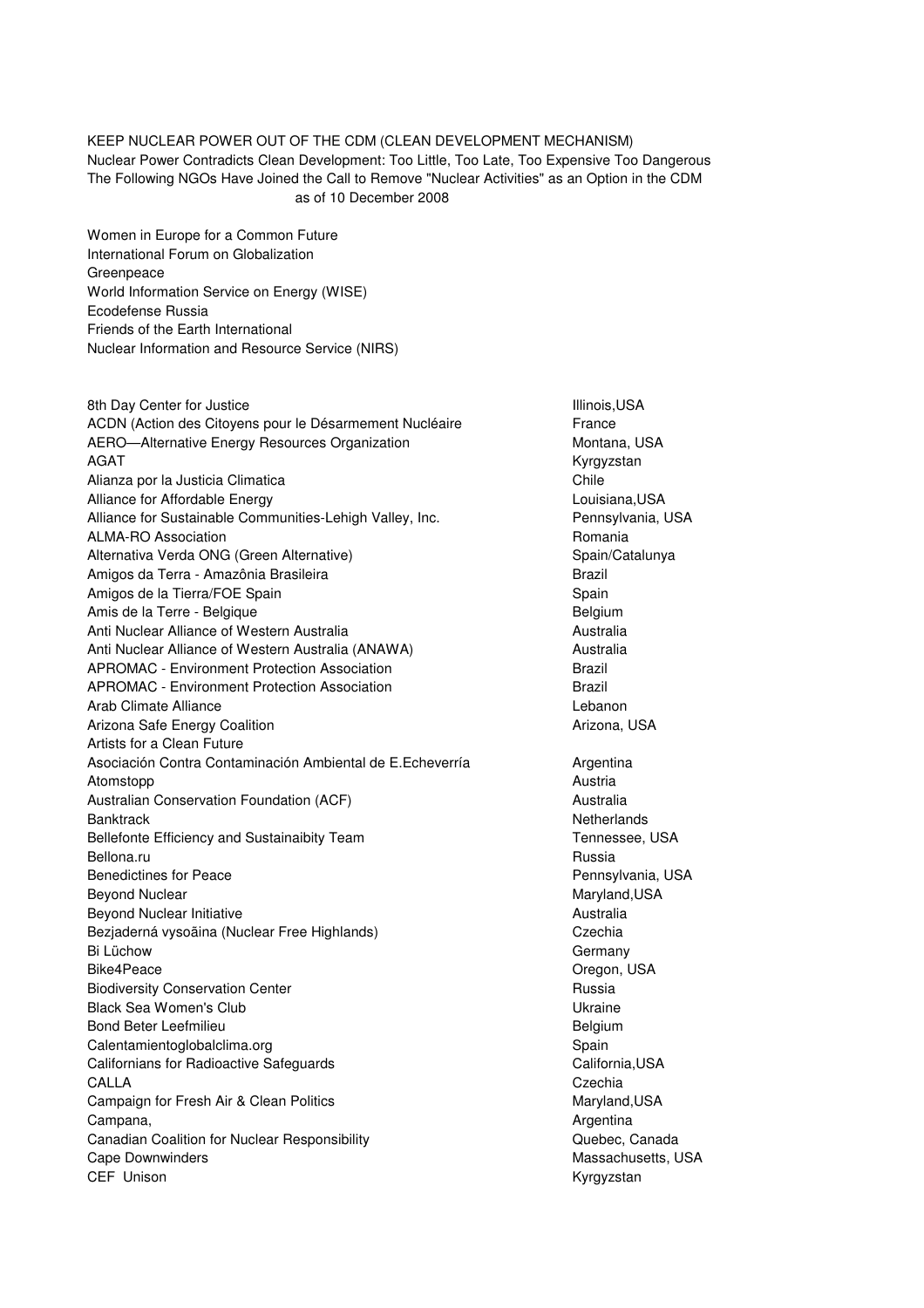KEEP NUCLEAR POWER OUT OF THE CDM (CLEAN DEVELOPMENT MECHANISM)
Nuclear Power Contradicts Clean Development: Too Little, Too Late, Too Expensive Too Dangerous
The Following NGOs Have Joined the Call to Remove "Nuclear Activities" as an Option in the CDM
as of 10 December 2008

Women in Europe for a Common Future
International Forum on Globalization
Greenpeace
World Information Service on Energy (WISE)
Ecodefense Russia
Friends of the Earth International
Nuclear Information and Resource Service (NIRS)

| Organization | Location |
|---|---|
| 8th Day Center for Justice | Illinois,USA |
| ACDN (Action des Citoyens pour le Désarmement Nucléaire | France |
| AERO—Alternative Energy Resources Organization | Montana, USA |
| AGAT | Kyrgyzstan |
| Alianza por la Justicia Climatica | Chile |
| Alliance for Affordable Energy | Louisiana,USA |
| Alliance for Sustainable Communities-Lehigh Valley, Inc. | Pennsylvania, USA |
| ALMA-RO Association | Romania |
| Alternativa Verda ONG (Green Alternative) | Spain/Catalunya |
| Amigos da Terra - Amazônia Brasileira | Brazil |
| Amigos de la Tierra/FOE Spain | Spain |
| Amis de la Terre - Belgique | Belgium |
| Anti Nuclear Alliance of Western Australia | Australia |
| Anti Nuclear Alliance of Western Australia (ANAWA) | Australia |
| APROMAC - Environment Protection Association | Brazil |
| APROMAC - Environment Protection Association | Brazil |
| Arab Climate Alliance | Lebanon |
| Arizona Safe Energy Coalition | Arizona, USA |
| Artists for a Clean Future | |
| Asociación Contra Contaminación Ambiental de E.Echeverría | Argentina |
| Atomstopp | Austria |
| Australian Conservation Foundation (ACF) | Australia |
| Banktrack | Netherlands |
| Bellefonte Efficiency and Sustainaibity Team | Tennessee, USA |
| Bellona.ru | Russia |
| Benedictines for Peace | Pennsylvania, USA |
| Beyond Nuclear | Maryland,USA |
| Beyond Nuclear Initiative | Australia |
| Bezjaderná vysoãina (Nuclear Free Highlands) | Czechia |
| Bi Lüchow | Germany |
| Bike4Peace | Oregon, USA |
| Biodiversity Conservation Center | Russia |
| Black Sea Women's Club | Ukraine |
| Bond Beter Leefmilieu | Belgium |
| Calentamientoglobalclima.org | Spain |
| Californians for Radioactive Safeguards | California,USA |
| CALLA | Czechia |
| Campaign for Fresh Air & Clean Politics | Maryland,USA |
| Campana, | Argentina |
| Canadian Coalition for Nuclear Responsibility | Quebec, Canada |
| Cape Downwinders | Massachusetts, USA |
| CEF Unison | Kyrgyzstan |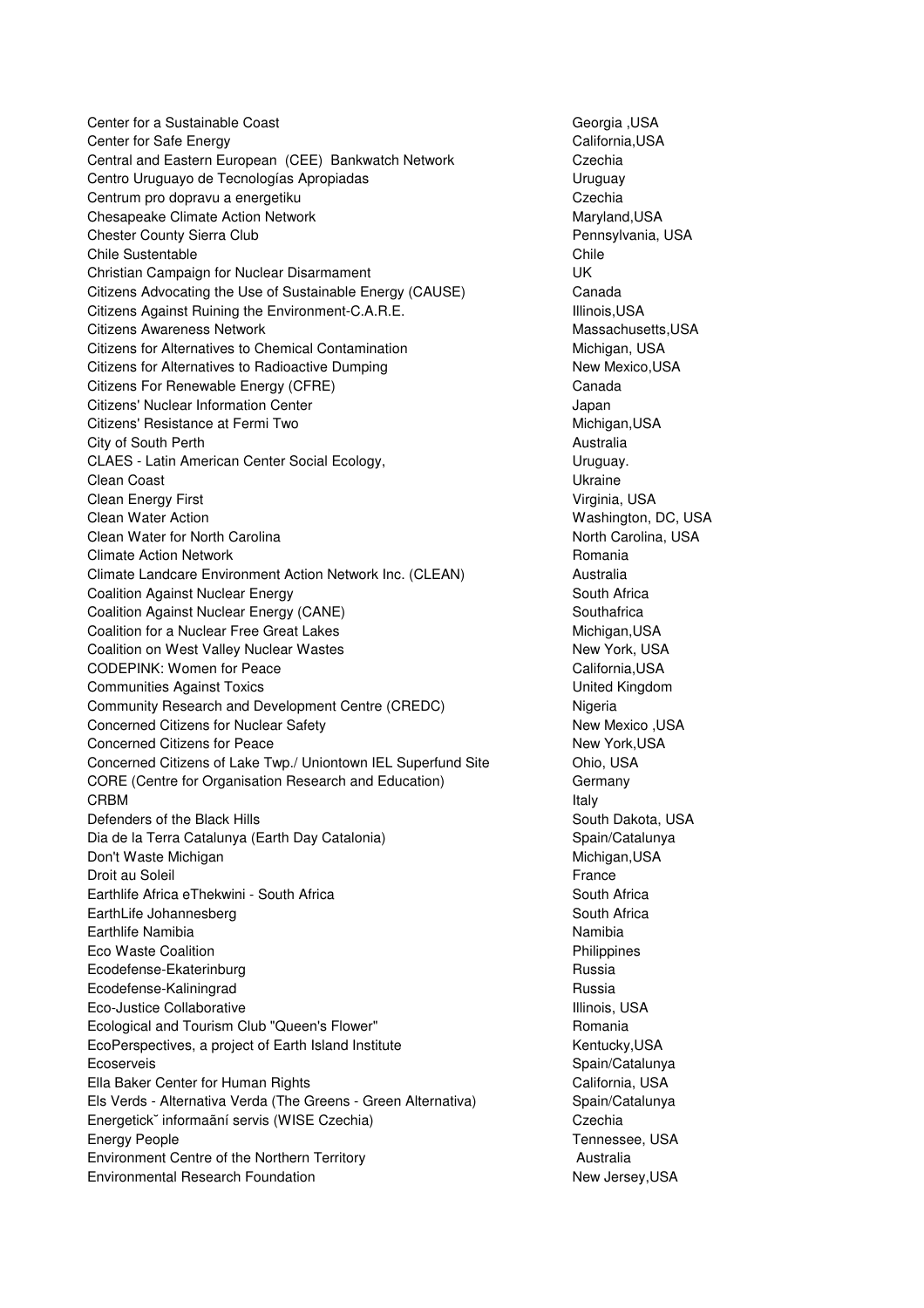| | |
|---|---|
| Center for a Sustainable Coast | Georgia ,USA |
| Center for Safe Energy | California,USA |
| Central and Eastern European (CEE) Bankwatch Network | Czechia |
| Centro Uruguayo de Tecnologías Apropiadas | Uruguay |
| Centrum pro dopravu a energetiku | Czechia |
| Chesapeake Climate Action Network | Maryland,USA |
| Chester County Sierra Club | Pennsylvania, USA |
| Chile Sustentable | Chile |
| Christian Campaign for Nuclear Disarmament | UK |
| Citizens Advocating the Use of Sustainable Energy (CAUSE) | Canada |
| Citizens Against Ruining the Environment-C.A.R.E. | Illinois,USA |
| Citizens Awareness Network | Massachusetts,USA |
| Citizens for Alternatives to Chemical Contamination | Michigan, USA |
| Citizens for Alternatives to Radioactive Dumping | New Mexico,USA |
| Citizens For Renewable Energy (CFRE) | Canada |
| Citizens' Nuclear Information Center | Japan |
| Citizens' Resistance at Fermi Two | Michigan,USA |
| City of South Perth | Australia |
| CLAES - Latin American Center Social Ecology, | Uruguay. |
| Clean Coast | Ukraine |
| Clean Energy First | Virginia, USA |
| Clean Water Action | Washington, DC, USA |
| Clean Water for North Carolina | North Carolina, USA |
| Climate Action Network | Romania |
| Climate Landcare Environment Action Network Inc. (CLEAN) | Australia |
| Coalition Against Nuclear Energy | South Africa |
| Coalition Against Nuclear Energy (CANE) | Southafrica |
| Coalition for a Nuclear Free Great Lakes | Michigan,USA |
| Coalition on West Valley Nuclear Wastes | New York, USA |
| CODEPINK: Women for Peace | California,USA |
| Communities Against Toxics | United Kingdom |
| Community Research and Development Centre (CREDC) | Nigeria |
| Concerned Citizens for Nuclear Safety | New Mexico ,USA |
| Concerned Citizens for Peace | New York,USA |
| Concerned Citizens of Lake Twp./ Uniontown IEL Superfund Site | Ohio, USA |
| CORE (Centre for Organisation Research and Education) | Germany |
| CRBM | Italy |
| Defenders of the Black Hills | South Dakota, USA |
| Dia de la Terra Catalunya (Earth Day Catalonia) | Spain/Catalunya |
| Don't Waste Michigan | Michigan,USA |
| Droit au Soleil | France |
| Earthlife Africa eThekwini - South Africa | South Africa |
| EarthLife Johannesberg | South Africa |
| Earthlife Namibia | Namibia |
| Eco Waste Coalition | Philippines |
| Ecodefense-Ekaterinburg | Russia |
| Ecodefense-Kaliningrad | Russia |
| Eco-Justice Collaborative | Illinois, USA |
| Ecological and Tourism Club "Queen's Flower" | Romania |
| EcoPerspectives, a project of Earth Island Institute | Kentucky,USA |
| Ecoserveis | Spain/Catalunya |
| Ella Baker Center for Human Rights | California, USA |
| Els Verds - Alternativa Verda (The Greens - Green Alternativa) | Spain/Catalunya |
| Energetick˘ informaãní servis (WISE Czechia) | Czechia |
| Energy People | Tennessee, USA |
| Environment Centre of the Northern Territory | Australia |
| Environmental Research Foundation | New Jersey,USA |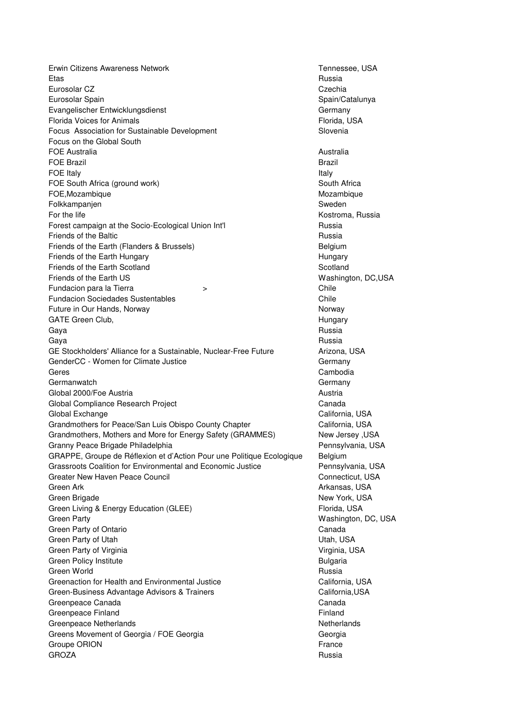| | |
|---|---|
| Erwin Citizens Awareness Network | Tennessee, USA |
| Etas | Russia |
| Eurosolar CZ | Czechia |
| Eurosolar Spain | Spain/Catalunya |
| Evangelischer Entwicklungsdienst | Germany |
| Florida Voices for Animals | Florida, USA |
| Focus Association for Sustainable Development | Slovenia |
| Focus on the Global South | |
| FOE Australia | Australia |
| FOE Brazil | Brazil |
| FOE Italy | Italy |
| FOE South Africa (ground work) | South Africa |
| FOE,Mozambique | Mozambique |
| Folkkampanjen | Sweden |
| For the life | Kostroma, Russia |
| Forest campaign at the Socio-Ecological Union Int'l | Russia |
| Friends of the Baltic | Russia |
| Friends of the Earth (Flanders & Brussels) | Belgium |
| Friends of the Earth Hungary | Hungary |
| Friends of the Earth Scotland | Scotland |
| Friends of the Earth US | Washington, DC,USA |
| Fundacion para la Tierra > | Chile |
| Fundacion Sociedades Sustentables | Chile |
| Future in Our Hands, Norway | Norway |
| GATE Green Club, | Hungary |
| Gaya | Russia |
| Gaya | Russia |
| GE Stockholders' Alliance for a Sustainable, Nuclear-Free Future | Arizona, USA |
| GenderCC - Women for Climate Justice | Germany |
| Geres | Cambodia |
| Germanwatch | Germany |
| Global 2000/Foe Austria | Austria |
| Global Compliance Research Project | Canada |
| Global Exchange | California, USA |
| Grandmothers for Peace/San Luis Obispo County Chapter | California, USA |
| Grandmothers, Mothers and More for Energy Safety (GRAMMES) | New Jersey ,USA |
| Granny Peace Brigade Philadelphia | Pennsylvania, USA |
| GRAPPE, Groupe de Réflexion et d'Action Pour une Politique Ecologique | Belgium |
| Grassroots Coalition for Environmental and Economic Justice | Pennsylvania, USA |
| Greater New Haven Peace Council | Connecticut, USA |
| Green Ark | Arkansas, USA |
| Green Brigade | New York, USA |
| Green Living & Energy Education (GLEE) | Florida, USA |
| Green Party | Washington, DC, USA |
| Green Party of Ontario | Canada |
| Green Party of Utah | Utah, USA |
| Green Party of Virginia | Virginia, USA |
| Green Policy Institute | Bulgaria |
| Green World | Russia |
| Greenaction for Health and Environmental Justice | California, USA |
| Green-Business Advantage Advisors & Trainers | California,USA |
| Greenpeace Canada | Canada |
| Greenpeace Finland | Finland |
| Greenpeace Netherlands | Netherlands |
| Greens Movement of Georgia / FOE Georgia | Georgia |
| Groupe ORION | France |
| GROZA | Russia |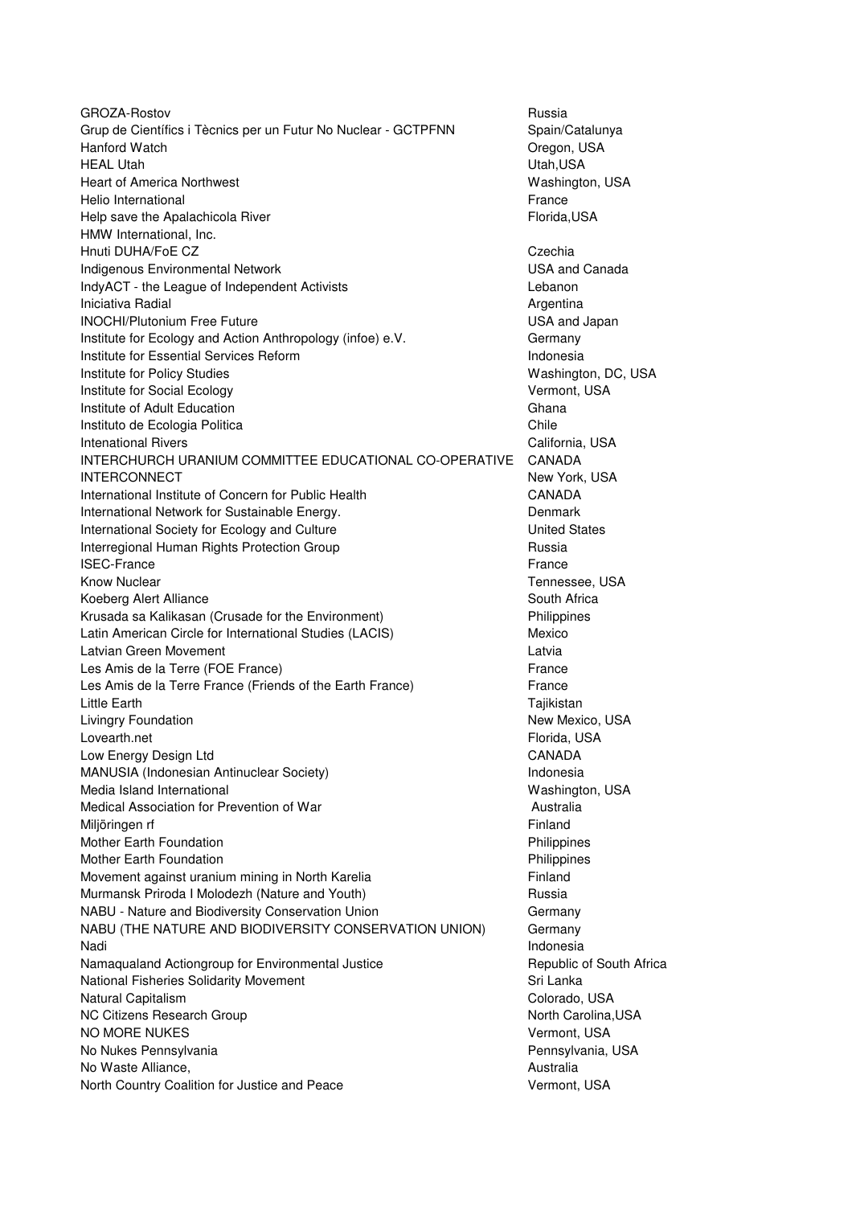| | |
|---|---|
| GROZA-Rostov | Russia |
| Grup de Científics i Tècnics per un Futur No Nuclear - GCTPFNN | Spain/Catalunya |
| Hanford Watch | Oregon, USA |
| HEAL Utah | Utah,USA |
| Heart of America Northwest | Washington, USA |
| Helio International | France |
| Help save the Apalachicola River | Florida,USA |
| HMW International, Inc. | |
| Hnuti DUHA/FoE CZ | Czechia |
| Indigenous Environmental Network | USA and Canada |
| IndyACT - the League of Independent Activists | Lebanon |
| Iniciativa Radial | Argentina |
| INOCHI/Plutonium Free Future | USA and Japan |
| Institute for Ecology and Action Anthropology (infoe) e.V. | Germany |
| Institute for Essential Services Reform | Indonesia |
| Institute for Policy Studies | Washington, DC, USA |
| Institute for Social Ecology | Vermont, USA |
| Institute of Adult Education | Ghana |
| Instituto de Ecologia Politica | Chile |
| Intenational Rivers | California, USA |
| INTERCHURCH URANIUM COMMITTEE EDUCATIONAL CO-OPERATIVE | CANADA |
| INTERCONNECT | New York, USA |
| International Institute of Concern for Public Health | CANADA |
| International Network for Sustainable Energy. | Denmark |
| International Society for Ecology and Culture | United States |
| Interregional Human Rights Protection Group | Russia |
| ISEC-France | France |
| Know Nuclear | Tennessee, USA |
| Koeberg Alert Alliance | South Africa |
| Krusada sa Kalikasan (Crusade for the Environment) | Philippines |
| Latin American Circle for International Studies (LACIS) | Mexico |
| Latvian Green Movement | Latvia |
| Les Amis de la Terre (FOE France) | France |
| Les Amis de la Terre France (Friends of the Earth France) | France |
| Little Earth | Tajikistan |
| Livingry Foundation | New Mexico, USA |
| Lovearth.net | Florida, USA |
| Low Energy Design Ltd | CANADA |
| MANUSIA (Indonesian Antinuclear Society) | Indonesia |
| Media Island International | Washington, USA |
| Medical Association for Prevention of War | Australia |
| Miljöringen rf | Finland |
| Mother Earth Foundation | Philippines |
| Mother Earth Foundation | Philippines |
| Movement against uranium mining in North Karelia | Finland |
| Murmansk Priroda I Molodezh (Nature and Youth) | Russia |
| NABU - Nature and Biodiversity Conservation Union | Germany |
| NABU (THE NATURE AND BIODIVERSITY CONSERVATION UNION) | Germany |
| Nadi | Indonesia |
| Namaqualand Actiongroup for Environmental Justice | Republic of South Africa |
| National Fisheries Solidarity Movement | Sri Lanka |
| Natural Capitalism | Colorado, USA |
| NC Citizens Research Group | North Carolina,USA |
| NO MORE NUKES | Vermont, USA |
| No Nukes Pennsylvania | Pennsylvania, USA |
| No Waste Alliance, | Australia |
| North Country Coalition for Justice and Peace | Vermont, USA |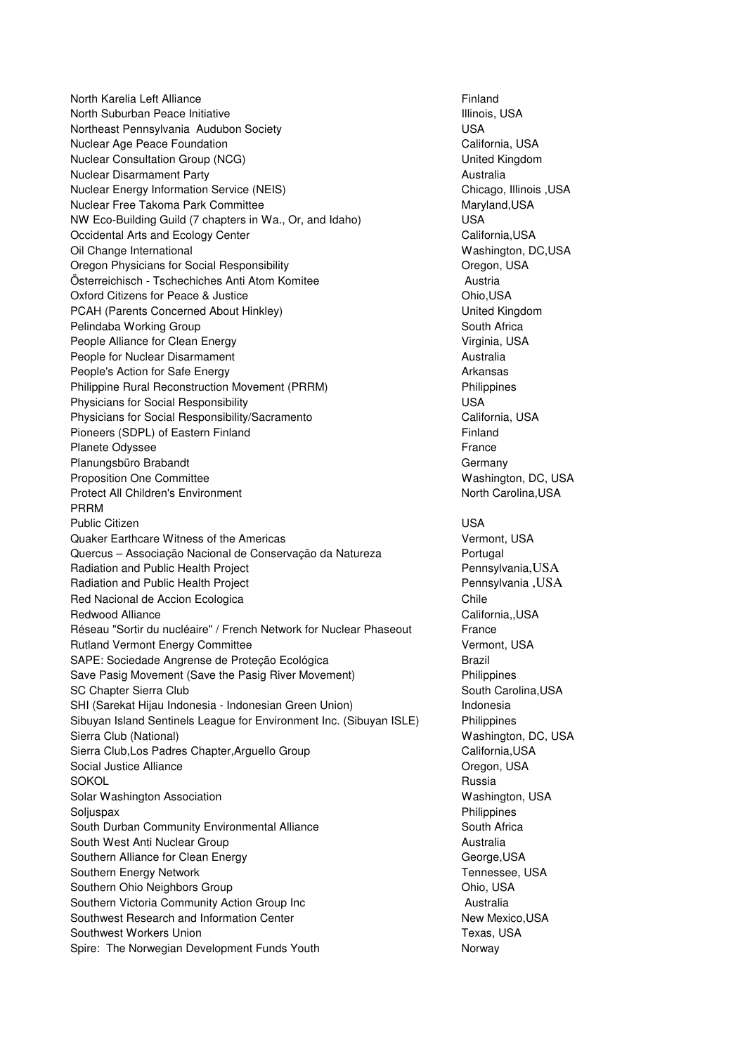| | |
|---|---|
| North Karelia Left Alliance | Finland |
| North Suburban Peace Initiative | Illinois, USA |
| Northeast Pennsylvania Audubon Society | USA |
| Nuclear Age Peace Foundation | California, USA |
| Nuclear Consultation Group (NCG) | United Kingdom |
| Nuclear Disarmament Party | Australia |
| Nuclear Energy Information Service (NEIS) | Chicago, Illinois ,USA |
| Nuclear Free Takoma Park Committee | Maryland,USA |
| NW Eco-Building Guild (7 chapters in Wa., Or, and Idaho) | USA |
| Occidental Arts and Ecology Center | California,USA |
| Oil Change International | Washington, DC,USA |
| Oregon Physicians for Social Responsibility | Oregon, USA |
| Österreichisch - Tschechiches Anti Atom Komitee | Austria |
| Oxford Citizens for Peace & Justice | Ohio,USA |
| PCAH (Parents Concerned About Hinkley) | United Kingdom |
| Pelindaba Working Group | South Africa |
| People Alliance for Clean Energy | Virginia, USA |
| People for Nuclear Disarmament | Australia |
| People's Action for Safe Energy | Arkansas |
| Philippine Rural Reconstruction Movement (PRRM) | Philippines |
| Physicians for Social Responsibility | USA |
| Physicians for Social Responsibility/Sacramento | California, USA |
| Pioneers (SDPL) of Eastern Finland | Finland |
| Planete Odyssee | France |
| Planungsbüro Brabandt | Germany |
| Proposition One Committee | Washington, DC, USA |
| Protect All Children's Environment | North Carolina,USA |
| PRRM | |
| Public Citizen | USA |
| Quaker Earthcare Witness of the Americas | Vermont, USA |
| Quercus – Associação Nacional de Conservação da Natureza | Portugal |
| Radiation and Public Health Project | Pennsylvania,USA |
| Radiation and Public Health Project | Pennsylvania ,USA |
| Red Nacional de Accion Ecologica | Chile |
| Redwood Alliance | California,,USA |
| Réseau "Sortir du nucléaire" / French Network for Nuclear Phaseout | France |
| Rutland Vermont Energy Committee | Vermont, USA |
| SAPE: Sociedade Angrense de Proteção Ecológica | Brazil |
| Save Pasig Movement (Save the Pasig River Movement) | Philippines |
| SC Chapter Sierra Club | South Carolina,USA |
| SHI (Sarekat Hijau Indonesia - Indonesian Green Union) | Indonesia |
| Sibuyan Island Sentinels League for Environment Inc. (Sibuyan ISLE) | Philippines |
| Sierra Club (National) | Washington, DC, USA |
| Sierra Club,Los Padres Chapter,Arguello Group | California,USA |
| Social Justice Alliance | Oregon, USA |
| SOKOL | Russia |
| Solar Washington Association | Washington, USA |
| Soljuspax | Philippines |
| South Durban Community Environmental Alliance | South Africa |
| South West Anti Nuclear Group | Australia |
| Southern Alliance for Clean Energy | George,USA |
| Southern Energy Network | Tennessee, USA |
| Southern Ohio Neighbors Group | Ohio, USA |
| Southern Victoria Community Action Group Inc | Australia |
| Southwest Research and Information Center | New Mexico,USA |
| Southwest Workers Union | Texas, USA |
| Spire: The Norwegian Development Funds Youth | Norway |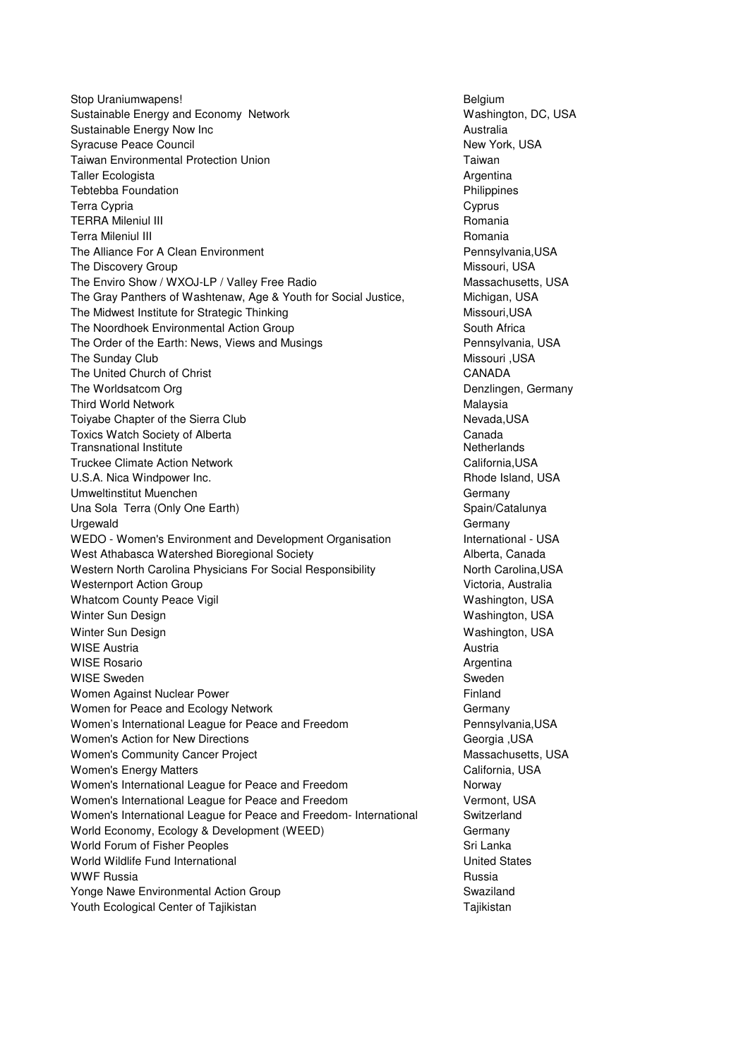| | |
|---|---|
| Stop Uraniumwapens! | Belgium |
| Sustainable Energy and Economy Network | Washington, DC, USA |
| Sustainable Energy Now Inc | Australia |
| Syracuse Peace Council | New York, USA |
| Taiwan Environmental Protection Union | Taiwan |
| Taller Ecologista | Argentina |
| Tebtebba Foundation | Philippines |
| Terra Cypria | Cyprus |
| TERRA Mileniul III | Romania |
| Terra Mileniul III | Romania |
| The Alliance For A Clean Environment | Pennsylvania,USA |
| The Discovery Group | Missouri, USA |
| The Enviro Show / WXOJ-LP / Valley Free Radio | Massachusetts, USA |
| The Gray Panthers of Washtenaw, Age & Youth for Social Justice, | Michigan, USA |
| The Midwest Institute for Strategic Thinking | Missouri,USA |
| The Noordhoek Environmental Action Group | South Africa |
| The Order of the Earth: News, Views and Musings | Pennsylvania, USA |
| The Sunday Club | Missouri ,USA |
| The United Church of Christ | CANADA |
| The Worldsatcom Org | Denzlingen, Germany |
| Third World Network | Malaysia |
| Toiyabe Chapter of the Sierra Club | Nevada,USA |
| Toxics Watch Society of Alberta | Canada |
| Transnational Institute | Netherlands |
| Truckee Climate Action Network | California,USA |
| U.S.A. Nica Windpower Inc. | Rhode Island, USA |
| Umweltinstitut Muenchen | Germany |
| Una Sola Terra (Only One Earth) | Spain/Catalunya |
| Urgewald | Germany |
| WEDO - Women's Environment and Development Organisation | International - USA |
| West Athabasca Watershed Bioregional Society | Alberta, Canada |
| Western North Carolina Physicians For Social Responsibility | North Carolina,USA |
| Westernport Action Group | Victoria, Australia |
| Whatcom County Peace Vigil | Washington, USA |
| Winter Sun Design | Washington, USA |
| Winter Sun Design | Washington, USA |
| WISE Austria | Austria |
| WISE Rosario | Argentina |
| WISE Sweden | Sweden |
| Women Against Nuclear Power | Finland |
| Women for Peace and Ecology Network | Germany |
| Women's International League for Peace and Freedom | Pennsylvania,USA |
| Women's Action for New Directions | Georgia ,USA |
| Women's Community Cancer Project | Massachusetts, USA |
| Women's Energy Matters | California, USA |
| Women's International League for Peace and Freedom | Norway |
| Women's International League for Peace and Freedom | Vermont, USA |
| Women's International League for Peace and Freedom- International | Switzerland |
| World Economy, Ecology & Development (WEED) | Germany |
| World Forum of Fisher Peoples | Sri Lanka |
| World Wildlife Fund International | United States |
| WWF Russia | Russia |
| Yonge Nawe Environmental Action Group | Swaziland |
| Youth Ecological Center of Tajikistan | Tajikistan |